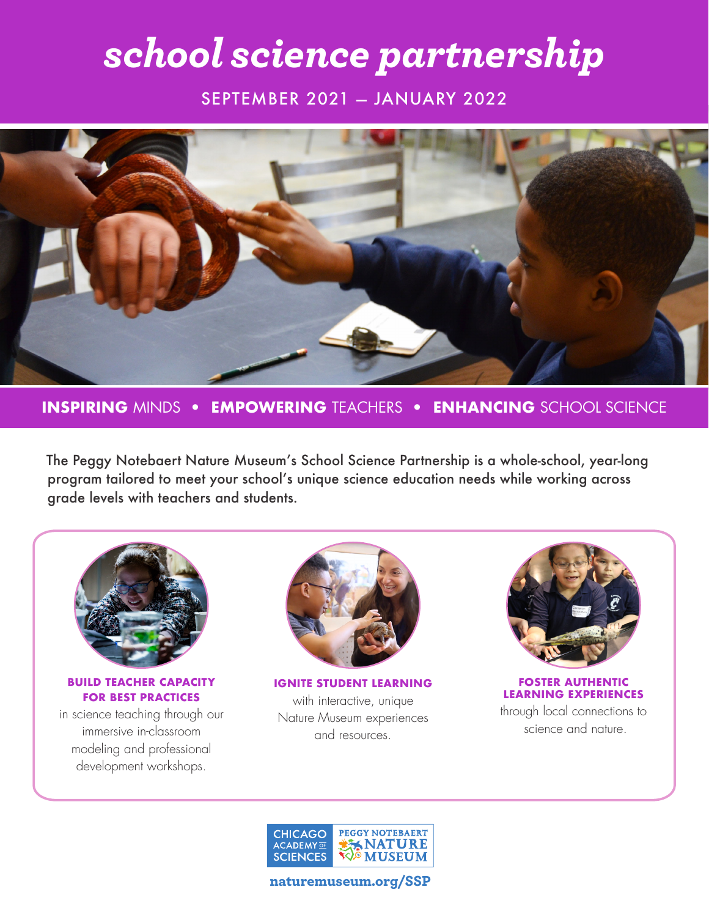# school science partnership

SEPTEMBER 2021 – JANUARY 2022

**INSPIRING** MINDS • **EMPOWERING** TEACHERS • **ENHANCING** SCHOOL SCIENCE

The Peggy Notebaert Nature Museum's School Science Partnership is a whole-school, year-long program tailored to meet your school's unique science education needs while working across grade levels with teachers and students.

**BUILD TEACHER CAPACITY FOR BEST PRACTICES** in science teaching through our immersive in-classroom modeling and professional development workshops.

**IGNITE STUDENT LEARNING** with interactive, unique Nature Museum experiences and resources.

**FOSTER AUTHENTIC LEARNING EXPERIENCES** through local connections to science and nature.

CHICAGO ACADEMY OF SCIENCES | PEGGY NOTEBAERT NATURE MUSEUM

naturemuseum.org/SSP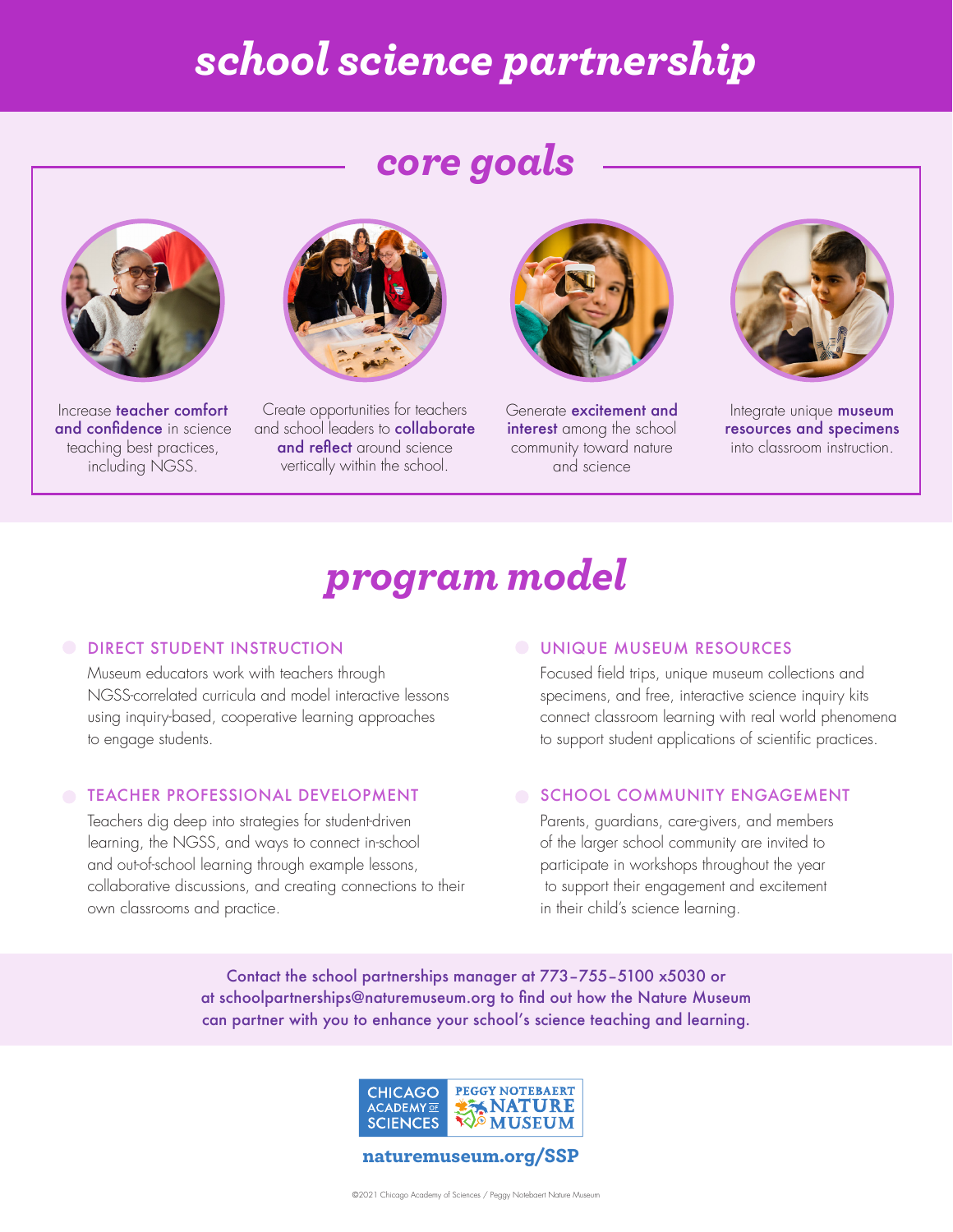# school science partnership

## core goals

Increase **teacher comfort and confidence** in science teaching best practices, including NGSS.

Create opportunities for teachers and school leaders to **collaborate and reflect** around science vertically within the school.

Generate **excitement and interest** among the school community toward nature and science

Integrate unique **museum resources and specimens** into classroom instruction.

## program model

### DIRECT STUDENT INSTRUCTION

Museum educators work with teachers through NGSS-correlated curricula and model interactive lessons using inquiry-based, cooperative learning approaches to engage students.

### TEACHER PROFESSIONAL DEVELOPMENT

Teachers dig deep into strategies for student-driven learning, the NGSS, and ways to connect in-school and out-of-school learning through example lessons, collaborative discussions, and creating connections to their own classrooms and practice.

### UNIQUE MUSEUM RESOURCES

Focused field trips, unique museum collections and specimens, and free, interactive science inquiry kits connect classroom learning with real world phenomena to support student applications of scientific practices.

### SCHOOL COMMUNITY ENGAGEMENT

Parents, guardians, care-givers, and members of the larger school community are invited to participate in workshops throughout the year to support their engagement and excitement in their child's science learning.

Contact the school partnerships manager at 773-755-5100 x5030 or at schoolpartnerships@naturemuseum.org to find out how the Nature Museum can partner with you to enhance your school's science teaching and learning.

CHICAGO ACADEMY OF SCIENCES | PEGGY NOTEBAERT NATURE MUSEUM

**naturemuseum.org/SSP**

©2021 Chicago Academy of Sciences / Peggy Notebaert Nature Museum